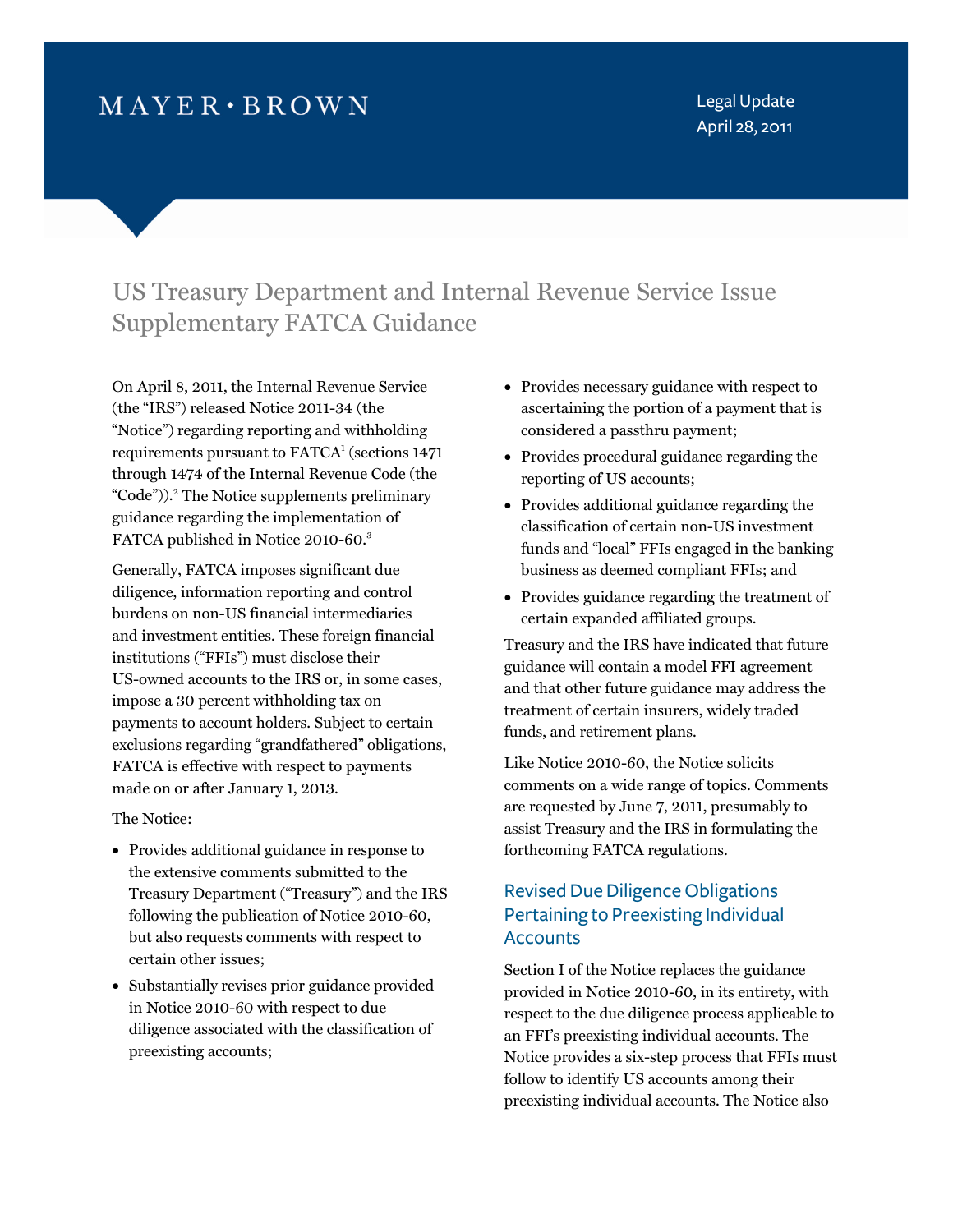MAYER • BROWN

Legal Update
April 28, 2011

# US Treasury Department and Internal Revenue Service Issue Supplementary FATCA Guidance

On April 8, 2011, the Internal Revenue Service (the "IRS") released Notice 2011-34 (the "Notice") regarding reporting and withholding requirements pursuant to FATCA[1] (sections 1471 through 1474 of the Internal Revenue Code (the "Code")).[2] The Notice supplements preliminary guidance regarding the implementation of FATCA published in Notice 2010-60.[3]

Generally, FATCA imposes significant due diligence, information reporting and control burdens on non-US financial intermediaries and investment entities. These foreign financial institutions ("FFIs") must disclose their US-owned accounts to the IRS or, in some cases, impose a 30 percent withholding tax on payments to account holders. Subject to certain exclusions regarding "grandfathered" obligations, FATCA is effective with respect to payments made on or after January 1, 2013.

The Notice:

- Provides additional guidance in response to the extensive comments submitted to the Treasury Department ("Treasury") and the IRS following the publication of Notice 2010-60, but also requests comments with respect to certain other issues;
- Substantially revises prior guidance provided in Notice 2010-60 with respect to due diligence associated with the classification of preexisting accounts;
- Provides necessary guidance with respect to ascertaining the portion of a payment that is considered a passthru payment;
- Provides procedural guidance regarding the reporting of US accounts;
- Provides additional guidance regarding the classification of certain non-US investment funds and "local" FFIs engaged in the banking business as deemed compliant FFIs; and
- Provides guidance regarding the treatment of certain expanded affiliated groups.

Treasury and the IRS have indicated that future guidance will contain a model FFI agreement and that other future guidance may address the treatment of certain insurers, widely traded funds, and retirement plans.

Like Notice 2010-60, the Notice solicits comments on a wide range of topics. Comments are requested by June 7, 2011, presumably to assist Treasury and the IRS in formulating the forthcoming FATCA regulations.

## Revised Due Diligence Obligations Pertaining to Preexisting Individual Accounts

Section I of the Notice replaces the guidance provided in Notice 2010-60, in its entirety, with respect to the due diligence process applicable to an FFI's preexisting individual accounts. The Notice provides a six-step process that FFIs must follow to identify US accounts among their preexisting individual accounts. The Notice also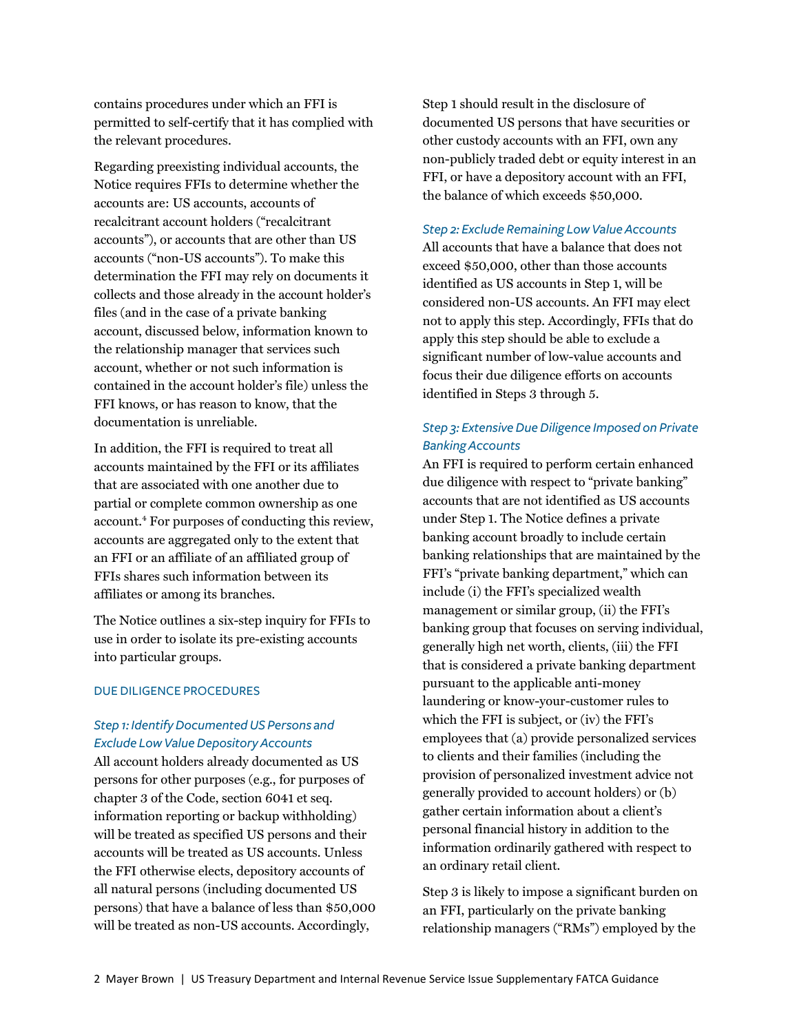contains procedures under which an FFI is permitted to self-certify that it has complied with the relevant procedures.

Regarding preexisting individual accounts, the Notice requires FFIs to determine whether the accounts are: US accounts, accounts of recalcitrant account holders ("recalcitrant accounts"), or accounts that are other than US accounts ("non-US accounts"). To make this determination the FFI may rely on documents it collects and those already in the account holder's files (and in the case of a private banking account, discussed below, information known to the relationship manager that services such account, whether or not such information is contained in the account holder's file) unless the FFI knows, or has reason to know, that the documentation is unreliable.

In addition, the FFI is required to treat all accounts maintained by the FFI or its affiliates that are associated with one another due to partial or complete common ownership as one account.[4] For purposes of conducting this review, accounts are aggregated only to the extent that an FFI or an affiliate of an affiliated group of FFIs shares such information between its affiliates or among its branches.

The Notice outlines a six-step inquiry for FFIs to use in order to isolate its pre-existing accounts into particular groups.

## DUE DILIGENCE PROCEDURES

### *Step 1: Identify Documented US Persons and Exclude Low Value Depository Accounts*

All account holders already documented as US persons for other purposes (e.g., for purposes of chapter 3 of the Code, section 6041 et seq. information reporting or backup withholding) will be treated as specified US persons and their accounts will be treated as US accounts. Unless the FFI otherwise elects, depository accounts of all natural persons (including documented US persons) that have a balance of less than $50,000 will be treated as non-US accounts. Accordingly, Step 1 should result in the disclosure of documented US persons that have securities or other custody accounts with an FFI, own any non-publicly traded debt or equity interest in an FFI, or have a depository account with an FFI, the balance of which exceeds $50,000.

### *Step 2: Exclude Remaining Low Value Accounts*

All accounts that have a balance that does not exceed $50,000, other than those accounts identified as US accounts in Step 1, will be considered non-US accounts. An FFI may elect not to apply this step. Accordingly, FFIs that do apply this step should be able to exclude a significant number of low-value accounts and focus their due diligence efforts on accounts identified in Steps 3 through 5.

### *Step 3: Extensive Due Diligence Imposed on Private Banking Accounts*

An FFI is required to perform certain enhanced due diligence with respect to "private banking" accounts that are not identified as US accounts under Step 1. The Notice defines a private banking account broadly to include certain banking relationships that are maintained by the FFI's "private banking department," which can include (i) the FFI's specialized wealth management or similar group, (ii) the FFI's banking group that focuses on serving individual, generally high net worth, clients, (iii) the FFI that is considered a private banking department pursuant to the applicable anti-money laundering or know-your-customer rules to which the FFI is subject, or (iv) the FFI's employees that (a) provide personalized services to clients and their families (including the provision of personalized investment advice not generally provided to account holders) or (b) gather certain information about a client's personal financial history in addition to the information ordinarily gathered with respect to an ordinary retail client.

Step 3 is likely to impose a significant burden on an FFI, particularly on the private banking relationship managers ("RMs") employed by the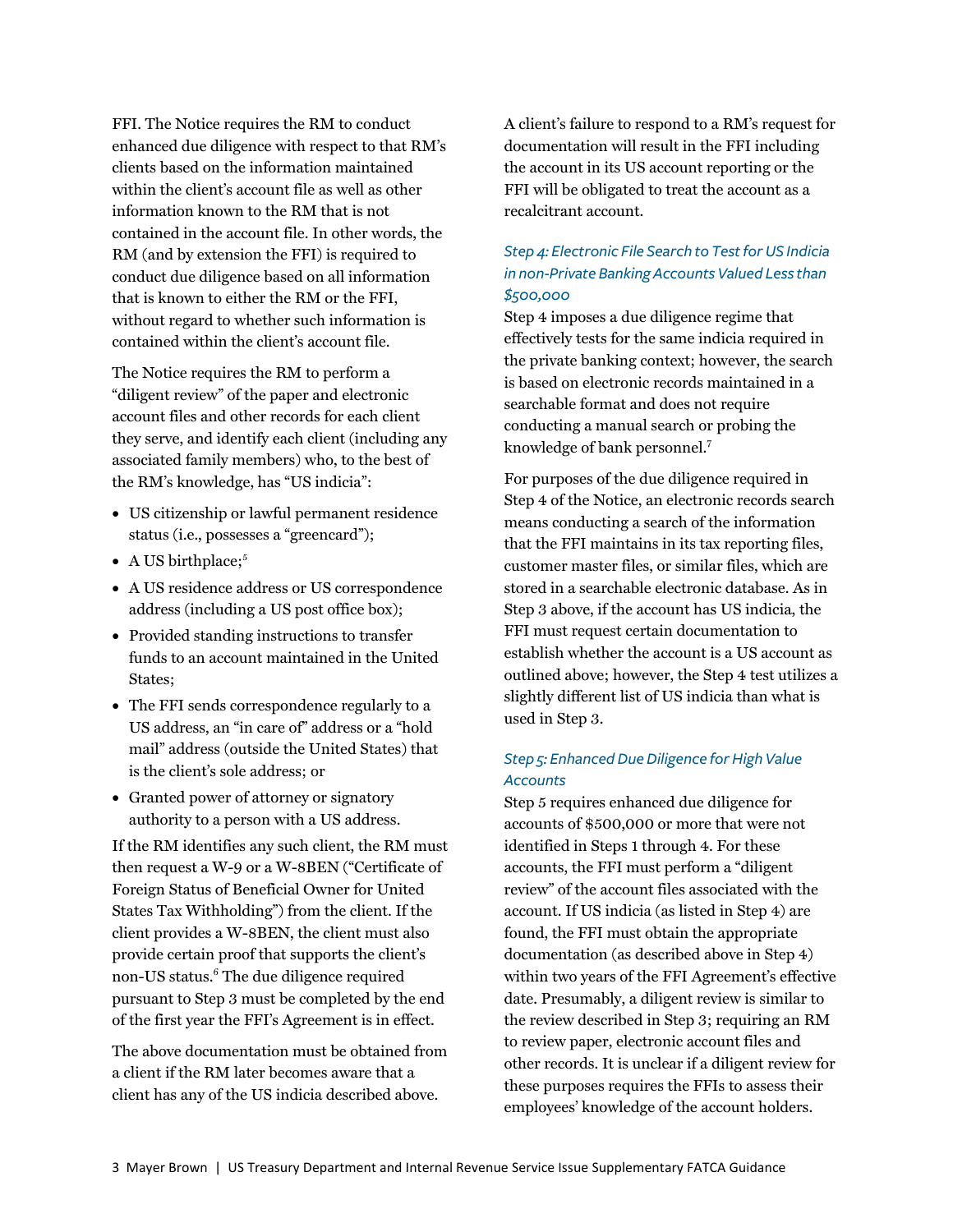FFI. The Notice requires the RM to conduct enhanced due diligence with respect to that RM's clients based on the information maintained within the client's account file as well as other information known to the RM that is not contained in the account file. In other words, the RM (and by extension the FFI) is required to conduct due diligence based on all information that is known to either the RM or the FFI, without regard to whether such information is contained within the client's account file.

The Notice requires the RM to perform a "diligent review" of the paper and electronic account files and other records for each client they serve, and identify each client (including any associated family members) who, to the best of the RM's knowledge, has "US indicia":

- US citizenship or lawful permanent residence status (i.e., possesses a "greencard");
- A US birthplace;[5]
- A US residence address or US correspondence address (including a US post office box);
- Provided standing instructions to transfer funds to an account maintained in the United States;
- The FFI sends correspondence regularly to a US address, an "in care of" address or a "hold mail" address (outside the United States) that is the client's sole address; or
- Granted power of attorney or signatory authority to a person with a US address.

If the RM identifies any such client, the RM must then request a W-9 or a W-8BEN ("Certificate of Foreign Status of Beneficial Owner for United States Tax Withholding") from the client. If the client provides a W-8BEN, the client must also provide certain proof that supports the client's non-US status.[6] The due diligence required pursuant to Step 3 must be completed by the end of the first year the FFI's Agreement is in effect.

The above documentation must be obtained from a client if the RM later becomes aware that a client has any of the US indicia described above.

A client's failure to respond to a RM's request for documentation will result in the FFI including the account in its US account reporting or the FFI will be obligated to treat the account as a recalcitrant account.

### *Step 4: Electronic File Search to Test for US Indicia in non-Private Banking Accounts Valued Less than $500,000*

Step 4 imposes a due diligence regime that effectively tests for the same indicia required in the private banking context; however, the search is based on electronic records maintained in a searchable format and does not require conducting a manual search or probing the knowledge of bank personnel.[7]

For purposes of the due diligence required in Step 4 of the Notice, an electronic records search means conducting a search of the information that the FFI maintains in its tax reporting files, customer master files, or similar files, which are stored in a searchable electronic database. As in Step 3 above, if the account has US indicia, the FFI must request certain documentation to establish whether the account is a US account as outlined above; however, the Step 4 test utilizes a slightly different list of US indicia than what is used in Step 3.

### *Step 5: Enhanced Due Diligence for High Value Accounts*

Step 5 requires enhanced due diligence for accounts of $500,000 or more that were not identified in Steps 1 through 4. For these accounts, the FFI must perform a "diligent review" of the account files associated with the account. If US indicia (as listed in Step 4) are found, the FFI must obtain the appropriate documentation (as described above in Step 4) within two years of the FFI Agreement's effective date. Presumably, a diligent review is similar to the review described in Step 3; requiring an RM to review paper, electronic account files and other records. It is unclear if a diligent review for these purposes requires the FFIs to assess their employees' knowledge of the account holders.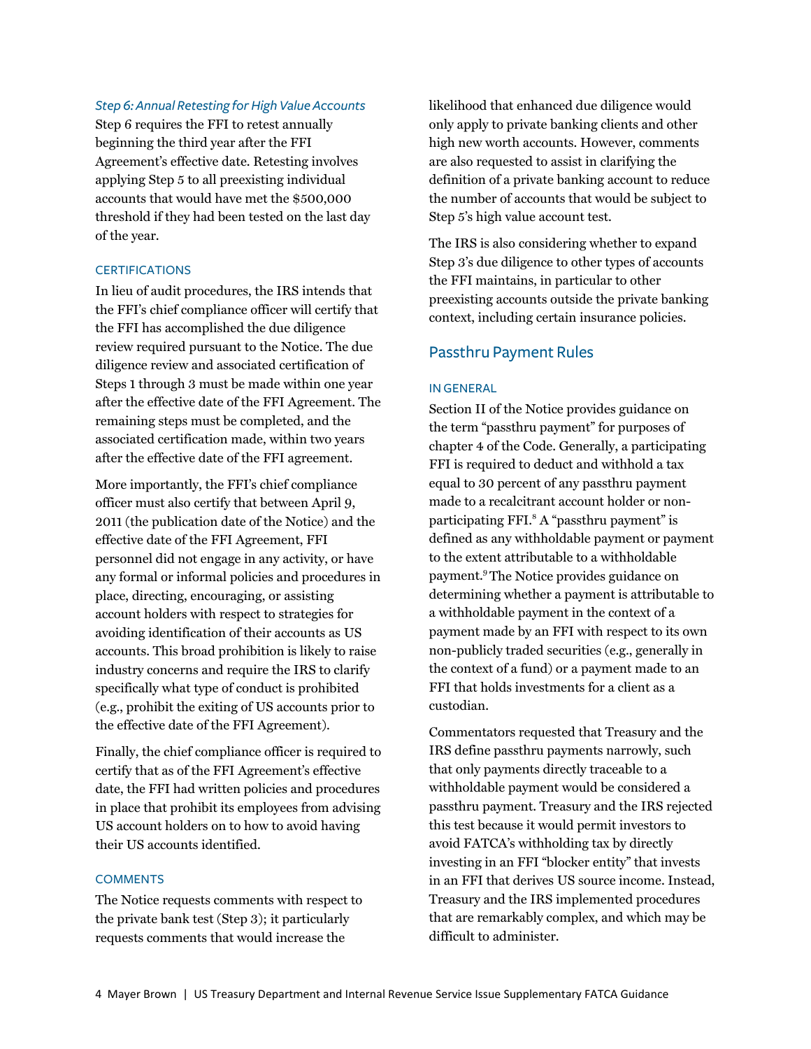*Step 6: Annual Retesting for High Value Accounts*

Step 6 requires the FFI to retest annually beginning the third year after the FFI Agreement's effective date. Retesting involves applying Step 5 to all preexisting individual accounts that would have met the $500,000 threshold if they had been tested on the last day of the year.

### CERTIFICATIONS

In lieu of audit procedures, the IRS intends that the FFI's chief compliance officer will certify that the FFI has accomplished the due diligence review required pursuant to the Notice. The due diligence review and associated certification of Steps 1 through 3 must be made within one year after the effective date of the FFI Agreement. The remaining steps must be completed, and the associated certification made, within two years after the effective date of the FFI agreement.

More importantly, the FFI's chief compliance officer must also certify that between April 9, 2011 (the publication date of the Notice) and the effective date of the FFI Agreement, FFI personnel did not engage in any activity, or have any formal or informal policies and procedures in place, directing, encouraging, or assisting account holders with respect to strategies for avoiding identification of their accounts as US accounts. This broad prohibition is likely to raise industry concerns and require the IRS to clarify specifically what type of conduct is prohibited (e.g., prohibit the exiting of US accounts prior to the effective date of the FFI Agreement).

Finally, the chief compliance officer is required to certify that as of the FFI Agreement's effective date, the FFI had written policies and procedures in place that prohibit its employees from advising US account holders on to how to avoid having their US accounts identified.

### COMMENTS

The Notice requests comments with respect to the private bank test (Step 3); it particularly requests comments that would increase the likelihood that enhanced due diligence would only apply to private banking clients and other high new worth accounts. However, comments are also requested to assist in clarifying the definition of a private banking account to reduce the number of accounts that would be subject to Step 5's high value account test.

The IRS is also considering whether to expand Step 3's due diligence to other types of accounts the FFI maintains, in particular to other preexisting accounts outside the private banking context, including certain insurance policies.

## Passthru Payment Rules

### IN GENERAL

Section II of the Notice provides guidance on the term "passthru payment" for purposes of chapter 4 of the Code. Generally, a participating FFI is required to deduct and withhold a tax equal to 30 percent of any passthru payment made to a recalcitrant account holder or non-participating FFI.[8] A "passthru payment" is defined as any withholdable payment or payment to the extent attributable to a withholdable payment.[9] The Notice provides guidance on determining whether a payment is attributable to a withholdable payment in the context of a payment made by an FFI with respect to its own non-publicly traded securities (e.g., generally in the context of a fund) or a payment made to an FFI that holds investments for a client as a custodian.

Commentators requested that Treasury and the IRS define passthru payments narrowly, such that only payments directly traceable to a withholdable payment would be considered a passthru payment. Treasury and the IRS rejected this test because it would permit investors to avoid FATCA's withholding tax by directly investing in an FFI "blocker entity" that invests in an FFI that derives US source income. Instead, Treasury and the IRS implemented procedures that are remarkably complex, and which may be difficult to administer.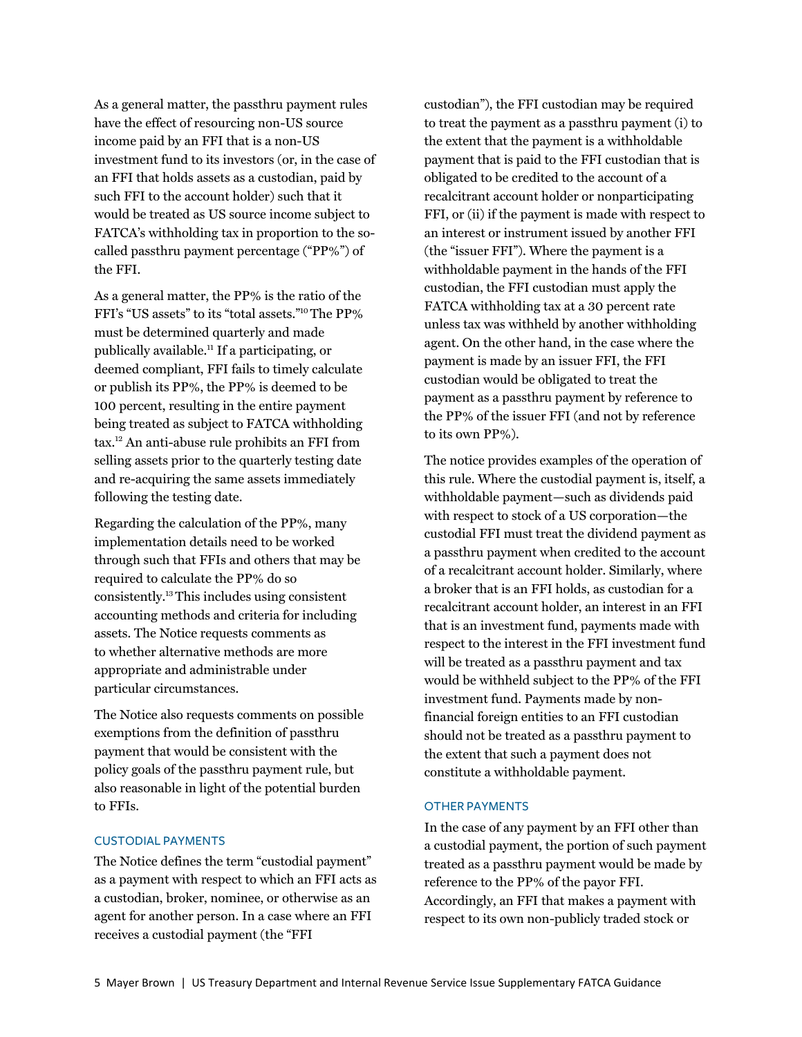As a general matter, the passthru payment rules have the effect of resourcing non-US source income paid by an FFI that is a non-US investment fund to its investors (or, in the case of an FFI that holds assets as a custodian, paid by such FFI to the account holder) such that it would be treated as US source income subject to FATCA's withholding tax in proportion to the so-called passthru payment percentage ("PP%") of the FFI.

As a general matter, the PP% is the ratio of the FFI's "US assets" to its "total assets."[10] The PP% must be determined quarterly and made publically available.[11] If a participating, or deemed compliant, FFI fails to timely calculate or publish its PP%, the PP% is deemed to be 100 percent, resulting in the entire payment being treated as subject to FATCA withholding tax.[12] An anti-abuse rule prohibits an FFI from selling assets prior to the quarterly testing date and re-acquiring the same assets immediately following the testing date.

Regarding the calculation of the PP%, many implementation details need to be worked through such that FFIs and others that may be required to calculate the PP% do so consistently.[13] This includes using consistent accounting methods and criteria for including assets. The Notice requests comments as to whether alternative methods are more appropriate and administrable under particular circumstances.

The Notice also requests comments on possible exemptions from the definition of passthru payment that would be consistent with the policy goals of the passthru payment rule, but also reasonable in light of the potential burden to FFIs.

### CUSTODIAL PAYMENTS

The Notice defines the term "custodial payment" as a payment with respect to which an FFI acts as a custodian, broker, nominee, or otherwise as an agent for another person. In a case where an FFI receives a custodial payment (the "FFI custodian"), the FFI custodian may be required to treat the payment as a passthru payment (i) to the extent that the payment is a withholdable payment that is paid to the FFI custodian that is obligated to be credited to the account of a recalcitrant account holder or nonparticipating FFI, or (ii) if the payment is made with respect to an interest or instrument issued by another FFI (the "issuer FFI"). Where the payment is a withholdable payment in the hands of the FFI custodian, the FFI custodian must apply the FATCA withholding tax at a 30 percent rate unless tax was withheld by another withholding agent. On the other hand, in the case where the payment is made by an issuer FFI, the FFI custodian would be obligated to treat the payment as a passthru payment by reference to the PP% of the issuer FFI (and not by reference to its own PP%).

The notice provides examples of the operation of this rule. Where the custodial payment is, itself, a withholdable payment—such as dividends paid with respect to stock of a US corporation—the custodial FFI must treat the dividend payment as a passthru payment when credited to the account of a recalcitrant account holder. Similarly, where a broker that is an FFI holds, as custodian for a recalcitrant account holder, an interest in an FFI that is an investment fund, payments made with respect to the interest in the FFI investment fund will be treated as a passthru payment and tax would be withheld subject to the PP% of the FFI investment fund. Payments made by non-financial foreign entities to an FFI custodian should not be treated as a passthru payment to the extent that such a payment does not constitute a withholdable payment.

### OTHER PAYMENTS

In the case of any payment by an FFI other than a custodial payment, the portion of such payment treated as a passthru payment would be made by reference to the PP% of the payor FFI. Accordingly, an FFI that makes a payment with respect to its own non-publicly traded stock or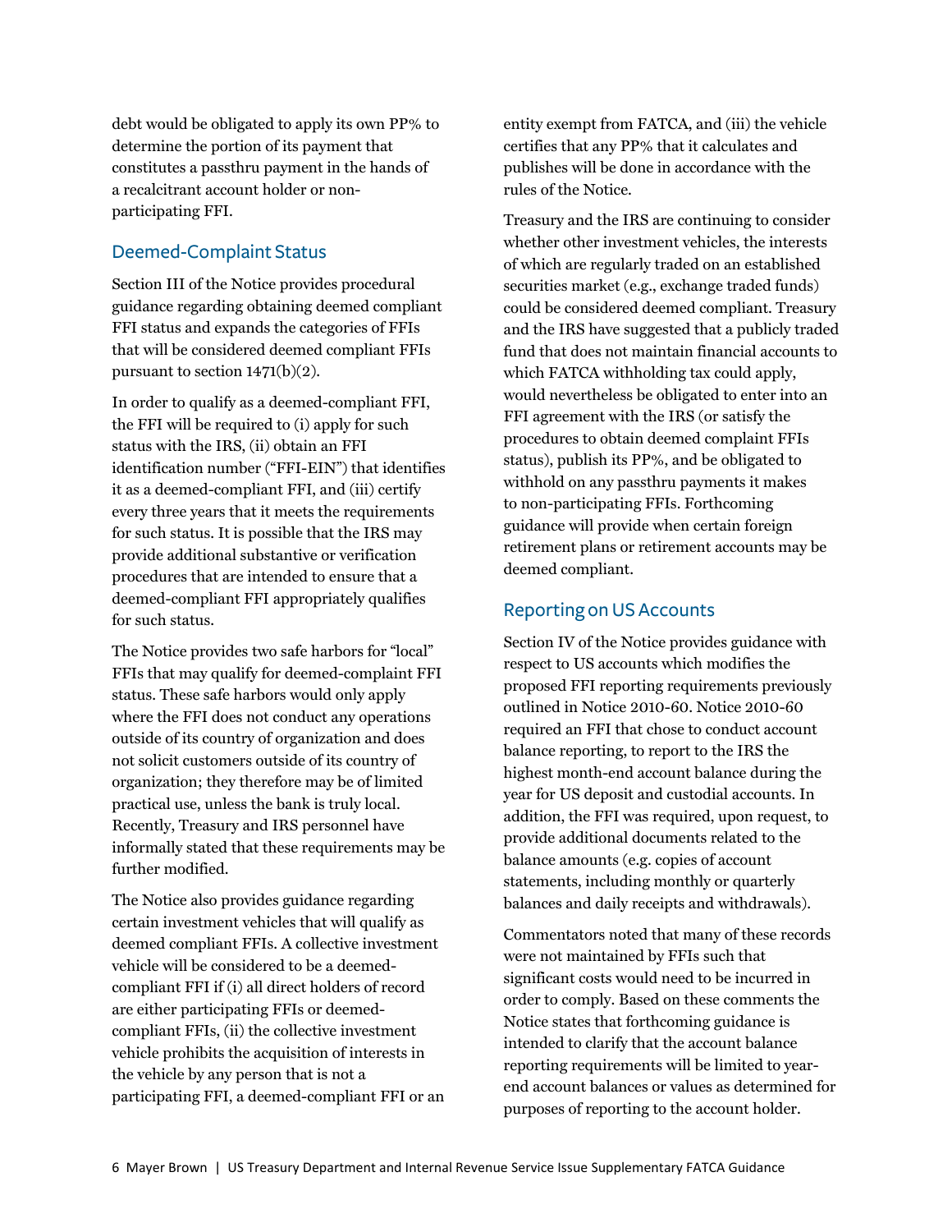debt would be obligated to apply its own PP% to determine the portion of its payment that constitutes a passthru payment in the hands of a recalcitrant account holder or non-participating FFI.

## Deemed-Complaint Status

Section III of the Notice provides procedural guidance regarding obtaining deemed compliant FFI status and expands the categories of FFIs that will be considered deemed compliant FFIs pursuant to section 1471(b)(2).

In order to qualify as a deemed-compliant FFI, the FFI will be required to (i) apply for such status with the IRS, (ii) obtain an FFI identification number ("FFI-EIN") that identifies it as a deemed-compliant FFI, and (iii) certify every three years that it meets the requirements for such status. It is possible that the IRS may provide additional substantive or verification procedures that are intended to ensure that a deemed-compliant FFI appropriately qualifies for such status.

The Notice provides two safe harbors for "local" FFIs that may qualify for deemed-complaint FFI status. These safe harbors would only apply where the FFI does not conduct any operations outside of its country of organization and does not solicit customers outside of its country of organization; they therefore may be of limited practical use, unless the bank is truly local. Recently, Treasury and IRS personnel have informally stated that these requirements may be further modified.

The Notice also provides guidance regarding certain investment vehicles that will qualify as deemed compliant FFIs. A collective investment vehicle will be considered to be a deemed-compliant FFI if (i) all direct holders of record are either participating FFIs or deemed-compliant FFIs, (ii) the collective investment vehicle prohibits the acquisition of interests in the vehicle by any person that is not a participating FFI, a deemed-compliant FFI or an entity exempt from FATCA, and (iii) the vehicle certifies that any PP% that it calculates and publishes will be done in accordance with the rules of the Notice.

Treasury and the IRS are continuing to consider whether other investment vehicles, the interests of which are regularly traded on an established securities market (e.g., exchange traded funds) could be considered deemed compliant. Treasury and the IRS have suggested that a publicly traded fund that does not maintain financial accounts to which FATCA withholding tax could apply, would nevertheless be obligated to enter into an FFI agreement with the IRS (or satisfy the procedures to obtain deemed complaint FFIs status), publish its PP%, and be obligated to withhold on any passthru payments it makes to non-participating FFIs. Forthcoming guidance will provide when certain foreign retirement plans or retirement accounts may be deemed compliant.

## Reporting on US Accounts

Section IV of the Notice provides guidance with respect to US accounts which modifies the proposed FFI reporting requirements previously outlined in Notice 2010-60. Notice 2010-60 required an FFI that chose to conduct account balance reporting, to report to the IRS the highest month-end account balance during the year for US deposit and custodial accounts. In addition, the FFI was required, upon request, to provide additional documents related to the balance amounts (e.g. copies of account statements, including monthly or quarterly balances and daily receipts and withdrawals).

Commentators noted that many of these records were not maintained by FFIs such that significant costs would need to be incurred in order to comply. Based on these comments the Notice states that forthcoming guidance is intended to clarify that the account balance reporting requirements will be limited to year-end account balances or values as determined for purposes of reporting to the account holder.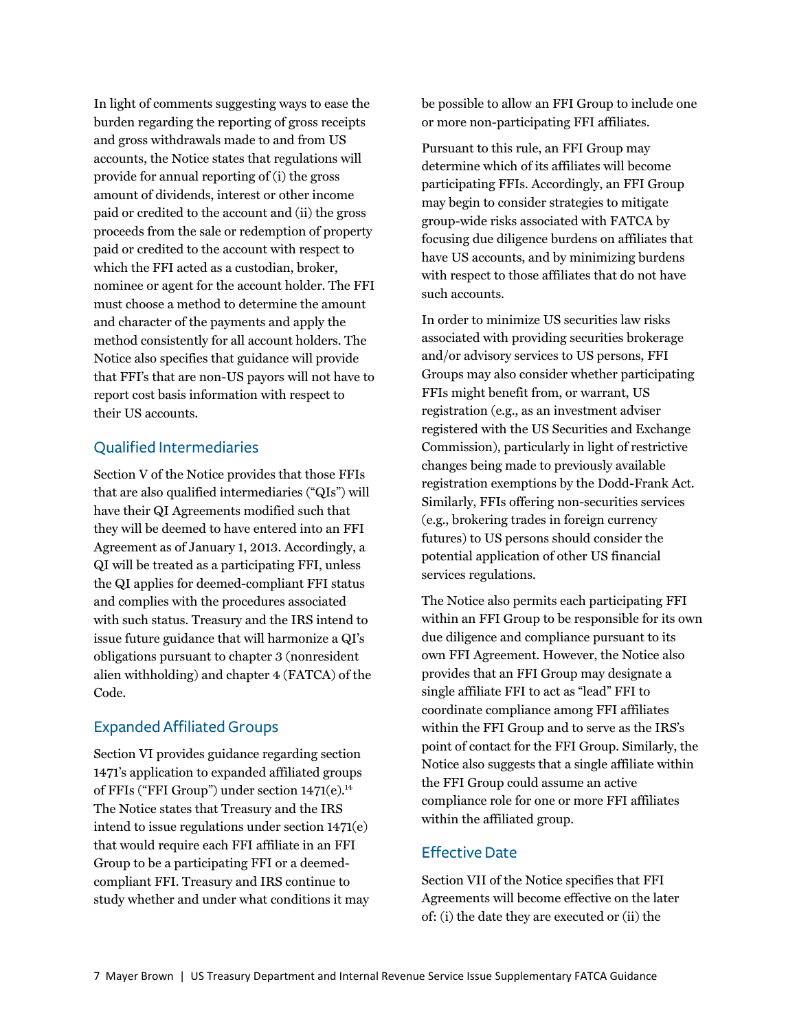In light of comments suggesting ways to ease the burden regarding the reporting of gross receipts and gross withdrawals made to and from US accounts, the Notice states that regulations will provide for annual reporting of (i) the gross amount of dividends, interest or other income paid or credited to the account and (ii) the gross proceeds from the sale or redemption of property paid or credited to the account with respect to which the FFI acted as a custodian, broker, nominee or agent for the account holder. The FFI must choose a method to determine the amount and character of the payments and apply the method consistently for all account holders. The Notice also specifies that guidance will provide that FFI's that are non-US payors will not have to report cost basis information with respect to their US accounts.

## Qualified Intermediaries

Section V of the Notice provides that those FFIs that are also qualified intermediaries ("QIs") will have their QI Agreements modified such that they will be deemed to have entered into an FFI Agreement as of January 1, 2013. Accordingly, a QI will be treated as a participating FFI, unless the QI applies for deemed-compliant FFI status and complies with the procedures associated with such status. Treasury and the IRS intend to issue future guidance that will harmonize a QI's obligations pursuant to chapter 3 (nonresident alien withholding) and chapter 4 (FATCA) of the Code.

## Expanded Affiliated Groups

Section VI provides guidance regarding section 1471's application to expanded affiliated groups of FFIs ("FFI Group") under section 1471(e).[14] The Notice states that Treasury and the IRS intend to issue regulations under section 1471(e) that would require each FFI affiliate in an FFI Group to be a participating FFI or a deemed-compliant FFI. Treasury and IRS continue to study whether and under what conditions it may be possible to allow an FFI Group to include one or more non-participating FFI affiliates.

Pursuant to this rule, an FFI Group may determine which of its affiliates will become participating FFIs. Accordingly, an FFI Group may begin to consider strategies to mitigate group-wide risks associated with FATCA by focusing due diligence burdens on affiliates that have US accounts, and by minimizing burdens with respect to those affiliates that do not have such accounts.

In order to minimize US securities law risks associated with providing securities brokerage and/or advisory services to US persons, FFI Groups may also consider whether participating FFIs might benefit from, or warrant, US registration (e.g., as an investment adviser registered with the US Securities and Exchange Commission), particularly in light of restrictive changes being made to previously available registration exemptions by the Dodd-Frank Act. Similarly, FFIs offering non-securities services (e.g., brokering trades in foreign currency futures) to US persons should consider the potential application of other US financial services regulations.

The Notice also permits each participating FFI within an FFI Group to be responsible for its own due diligence and compliance pursuant to its own FFI Agreement. However, the Notice also provides that an FFI Group may designate a single affiliate FFI to act as "lead" FFI to coordinate compliance among FFI affiliates within the FFI Group and to serve as the IRS's point of contact for the FFI Group. Similarly, the Notice also suggests that a single affiliate within the FFI Group could assume an active compliance role for one or more FFI affiliates within the affiliated group.

## Effective Date

Section VII of the Notice specifies that FFI Agreements will become effective on the later of: (i) the date they are executed or (ii) the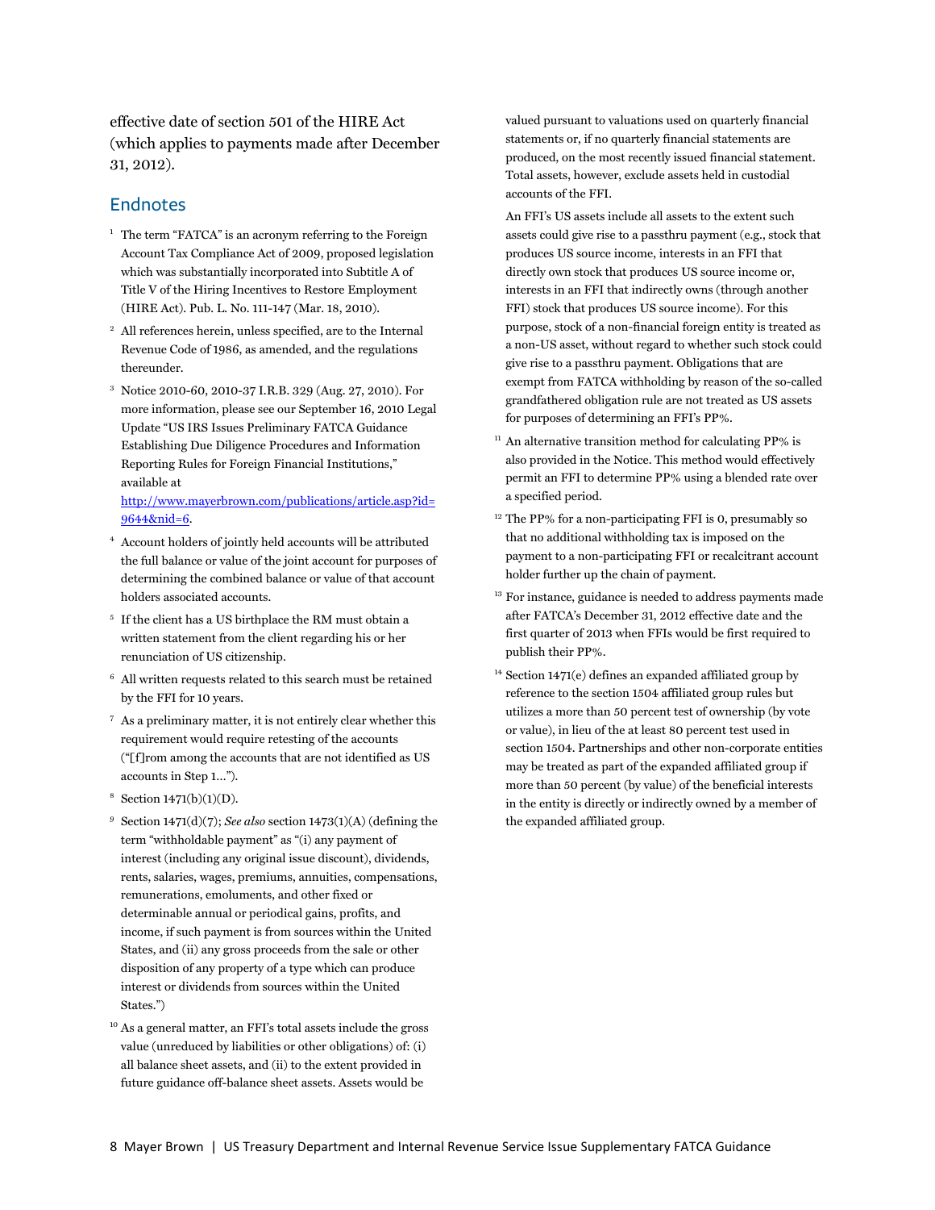effective date of section 501 of the HIRE Act (which applies to payments made after December 31, 2012).

## Endnotes

1. The term "FATCA" is an acronym referring to the Foreign Account Tax Compliance Act of 2009, proposed legislation which was substantially incorporated into Subtitle A of Title V of the Hiring Incentives to Restore Employment (HIRE Act). Pub. L. No. 111-147 (Mar. 18, 2010).

2. All references herein, unless specified, are to the Internal Revenue Code of 1986, as amended, and the regulations thereunder.

3. Notice 2010-60, 2010-37 I.R.B. 329 (Aug. 27, 2010). For more information, please see our September 16, 2010 Legal Update "US IRS Issues Preliminary FATCA Guidance Establishing Due Diligence Procedures and Information Reporting Rules for Foreign Financial Institutions," available at [http://www.mayerbrown.com/publications/article.asp?id=9644&nid=6](http://www.mayerbrown.com/publications/article.asp?id=9644&nid=6).

4. Account holders of jointly held accounts will be attributed the full balance or value of the joint account for purposes of determining the combined balance or value of that account holders associated accounts.

5. If the client has a US birthplace the RM must obtain a written statement from the client regarding his or her renunciation of US citizenship.

6. All written requests related to this search must be retained by the FFI for 10 years.

7. As a preliminary matter, it is not entirely clear whether this requirement would require retesting of the accounts ("[f]rom among the accounts that are not identified as US accounts in Step 1…").

8. Section 1471(b)(1)(D).

9. Section 1471(d)(7); *See also* section 1473(1)(A) (defining the term "withholdable payment" as "(i) any payment of interest (including any original issue discount), dividends, rents, salaries, wages, premiums, annuities, compensations, remunerations, emoluments, and other fixed or determinable annual or periodical gains, profits, and income, if such payment is from sources within the United States, and (ii) any gross proceeds from the sale or other disposition of any property of a type which can produce interest or dividends from sources within the United States.")

10. As a general matter, an FFI's total assets include the gross value (unreduced by liabilities or other obligations) of: (i) all balance sheet assets, and (ii) to the extent provided in future guidance off-balance sheet assets. Assets would be valued pursuant to valuations used on quarterly financial statements or, if no quarterly financial statements are produced, on the most recently issued financial statement. Total assets, however, exclude assets held in custodial accounts of the FFI.

    An FFI's US assets include all assets to the extent such assets could give rise to a passthru payment (e.g., stock that produces US source income, interests in an FFI that directly own stock that produces US source income or, interests in an FFI that indirectly owns (through another FFI) stock that produces US source income). For this purpose, stock of a non-financial foreign entity is treated as a non-US asset, without regard to whether such stock could give rise to a passthru payment. Obligations that are exempt from FATCA withholding by reason of the so-called grandfathered obligation rule are not treated as US assets for purposes of determining an FFI's PP%.

11. An alternative transition method for calculating PP% is also provided in the Notice. This method would effectively permit an FFI to determine PP% using a blended rate over a specified period.

12. The PP% for a non-participating FFI is 0, presumably so that no additional withholding tax is imposed on the payment to a non-participating FFI or recalcitrant account holder further up the chain of payment.

13. For instance, guidance is needed to address payments made after FATCA's December 31, 2012 effective date and the first quarter of 2013 when FFIs would be first required to publish their PP%.

14. Section 1471(e) defines an expanded affiliated group by reference to the section 1504 affiliated group rules but utilizes a more than 50 percent test of ownership (by vote or value), in lieu of the at least 80 percent test used in section 1504. Partnerships and other non-corporate entities may be treated as part of the expanded affiliated group if more than 50 percent (by value) of the beneficial interests in the entity is directly or indirectly owned by a member of the expanded affiliated group.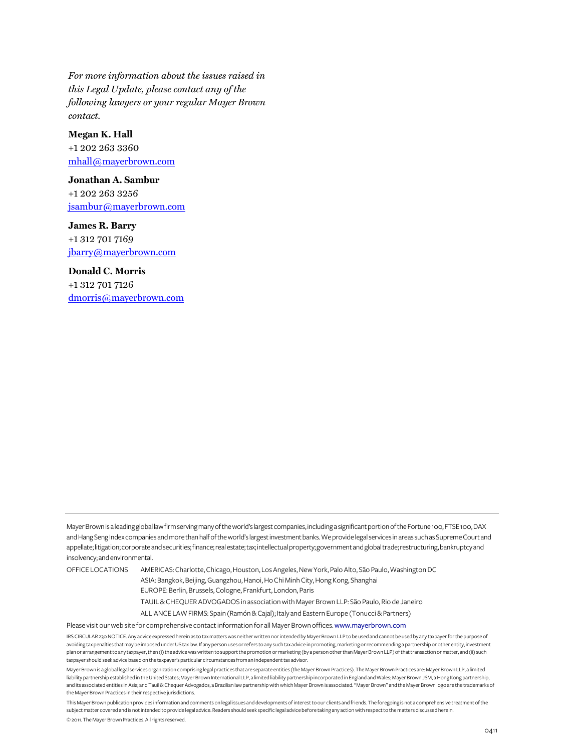*For more information about the issues raised in this Legal Update, please contact any of the following lawyers or your regular Mayer Brown contact.*

**Megan K. Hall**
+1 202 263 3360
mhall@mayerbrown.com

**Jonathan A. Sambur**
+1 202 263 3256
jsambur@mayerbrown.com

**James R. Barry**
+1 312 701 7169
jbarry@mayerbrown.com

**Donald C. Morris**
+1 312 701 7126
dmorris@mayerbrown.com

---

Mayer Brown is a leading global law firm serving many of the world's largest companies, including a significant portion of the Fortune 100, FTSE 100, DAX and Hang Seng Index companies and more than half of the world's largest investment banks. We provide legal services in areas such as Supreme Court and appellate; litigation; corporate and securities; finance; real estate; tax; intellectual property; government and global trade; restructuring, bankruptcy and insolvency; and environmental.

OFFICE LOCATIONS
AMERICAS: Charlotte, Chicago, Houston, Los Angeles, New York, Palo Alto, São Paulo, Washington DC
ASIA: Bangkok, Beijing, Guangzhou, Hanoi, Ho Chi Minh City, Hong Kong, Shanghai
EUROPE: Berlin, Brussels, Cologne, Frankfurt, London, Paris
TAUIL & CHEQUER ADVOGADOS in association with Mayer Brown LLP: São Paulo, Rio de Janeiro
ALLIANCE LAW FIRMS: Spain (Ramón & Cajal); Italy and Eastern Europe (Tonucci & Partners)

Please visit our web site for comprehensive contact information for all Mayer Brown offices. www.mayerbrown.com

IRS CIRCULAR 230 NOTICE. Any advice expressed herein as to tax matters was neither written nor intended by Mayer Brown LLP to be used and cannot be used by any taxpayer for the purpose of avoiding tax penalties that may be imposed under US tax law. If any person uses or refers to any such tax advice in promoting, marketing or recommending a partnership or other entity, investment plan or arrangement to any taxpayer, then (i) the advice was written to support the promotion or marketing (by a person other than Mayer Brown LLP) of that transaction or matter, and (ii) such taxpayer should seek advice based on the taxpayer's particular circumstances from an independent tax advisor.

Mayer Brown is a global legal services organization comprising legal practices that are separate entities (the Mayer Brown Practices). The Mayer Brown Practices are: Mayer Brown LLP, a limited liability partnership established in the United States; Mayer Brown International LLP, a limited liability partnership incorporated in England and Wales; Mayer Brown JSM, a Hong Kong partnership, and its associated entities in Asia; and Tauil & Chequer Advogados, a Brazilian law partnership with which Mayer Brown is associated. "Mayer Brown" and the Mayer Brown logo are the trademarks of the Mayer Brown Practices in their respective jurisdictions.

This Mayer Brown publication provides information and comments on legal issues and developments of interest to our clients and friends. The foregoing is not a comprehensive treatment of the subject matter covered and is not intended to provide legal advice. Readers should seek specific legal advice before taking any action with respect to the matters discussed herein.

© 2011. The Mayer Brown Practices. All rights reserved.

0411